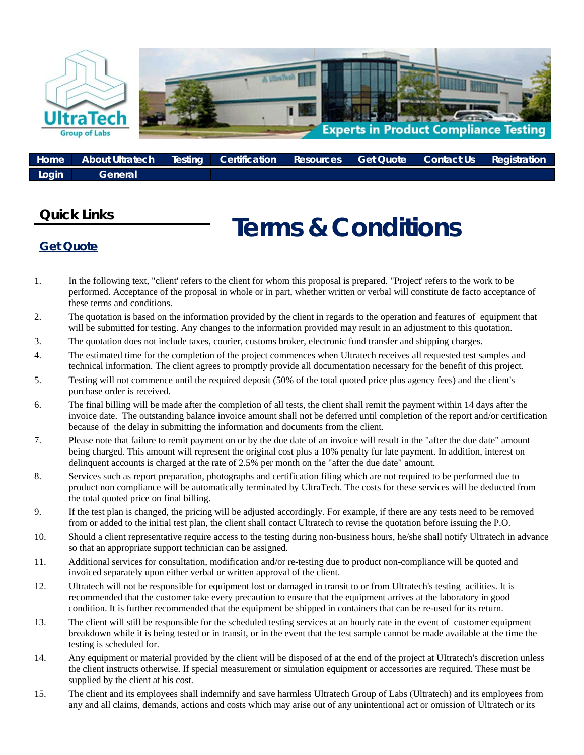Home | About Ultratech | Testing | Certification | Resources | Get Quote | Contact Us | Registration
Login | General

## Quick Links

**Get Quote**

# Terms & Conditions

1. In the following text, "client' refers to the client for whom this proposal is prepared. "Project' refers to the work to be performed. Acceptance of the proposal in whole or in part, whether written or verbal will constitute de facto acceptance of these terms and conditions.
2. The quotation is based on the information provided by the client in regards to the operation and features of equipment that will be submitted for testing. Any changes to the information provided may result in an adjustment to this quotation.
3. The quotation does not include taxes, courier, customs broker, electronic fund transfer and shipping charges.
4. The estimated time for the completion of the project commences when Ultratech receives all requested test samples and technical information. The client agrees to promptly provide all documentation necessary for the benefit of this project.
5. Testing will not commence until the required deposit (50% of the total quoted price plus agency fees) and the client's purchase order is received.
6. The final billing will be made after the completion of all tests, the client shall remit the payment within 14 days after the invoice date. The outstanding balance invoice amount shall not be deferred until completion of the report and/or certification because of the delay in submitting the information and documents from the client.
7. Please note that failure to remit payment on or by the due date of an invoice will result in the "after the due date" amount being charged. This amount will represent the original cost plus a 10% penalty fur late payment. In addition, interest on delinquent accounts is charged at the rate of 2.5% per month on the "after the due date" amount.
8. Services such as report preparation, photographs and certification filing which are not required to be performed due to product non compliance will be automatically terminated by UltraTech. The costs for these services will be deducted from the total quoted price on final billing.
9. If the test plan is changed, the pricing will be adjusted accordingly. For example, if there are any tests need to be removed from or added to the initial test plan, the client shall contact Ultratech to revise the quotation before issuing the P.O.
10. Should a client representative require access to the testing during non-business hours, he/she shall notify Ultratech in advance so that an appropriate support technician can be assigned.
11. Additional services for consultation, modification and/or re-testing due to product non-compliance will be quoted and invoiced separately upon either verbal or written approval of the client.
12. Ultratech will not be responsible for equipment lost or damaged in transit to or from Ultratech's testing acilities. It is recommended that the customer take every precaution to ensure that the equipment arrives at the laboratory in good condition. It is further recommended that the equipment be shipped in containers that can be re-used for its return.
13. The client will still be responsible for the scheduled testing services at an hourly rate in the event of customer equipment breakdown while it is being tested or in transit, or in the event that the test sample cannot be made available at the time the testing is scheduled for.
14. Any equipment or material provided by the client will be disposed of at the end of the project at UItratech's discretion unless the client instructs otherwise. If special measurement or simulation equipment or accessories are required. These must be supplied by the client at his cost.
15. The client and its employees shall indemnify and save harmless Ultratech Group of Labs (Ultratech) and its employees from any and all claims, demands, actions and costs which may arise out of any unintentional act or omission of Ultratech or its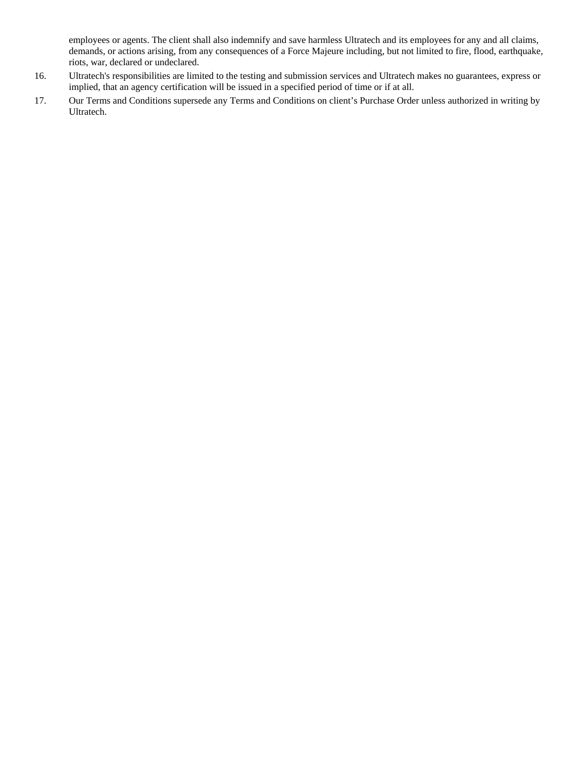employees or agents. The client shall also indemnify and save harmless Ultratech and its employees for any and all claims, demands, or actions arising, from any consequences of a Force Majeure including, but not limited to fire, flood, earthquake, riots, war, declared or undeclared.

16. Ultratech's responsibilities are limited to the testing and submission services and Ultratech makes no guarantees, express or implied, that an agency certification will be issued in a specified period of time or if at all.

17. Our Terms and Conditions supersede any Terms and Conditions on client's Purchase Order unless authorized in writing by Ultratech.